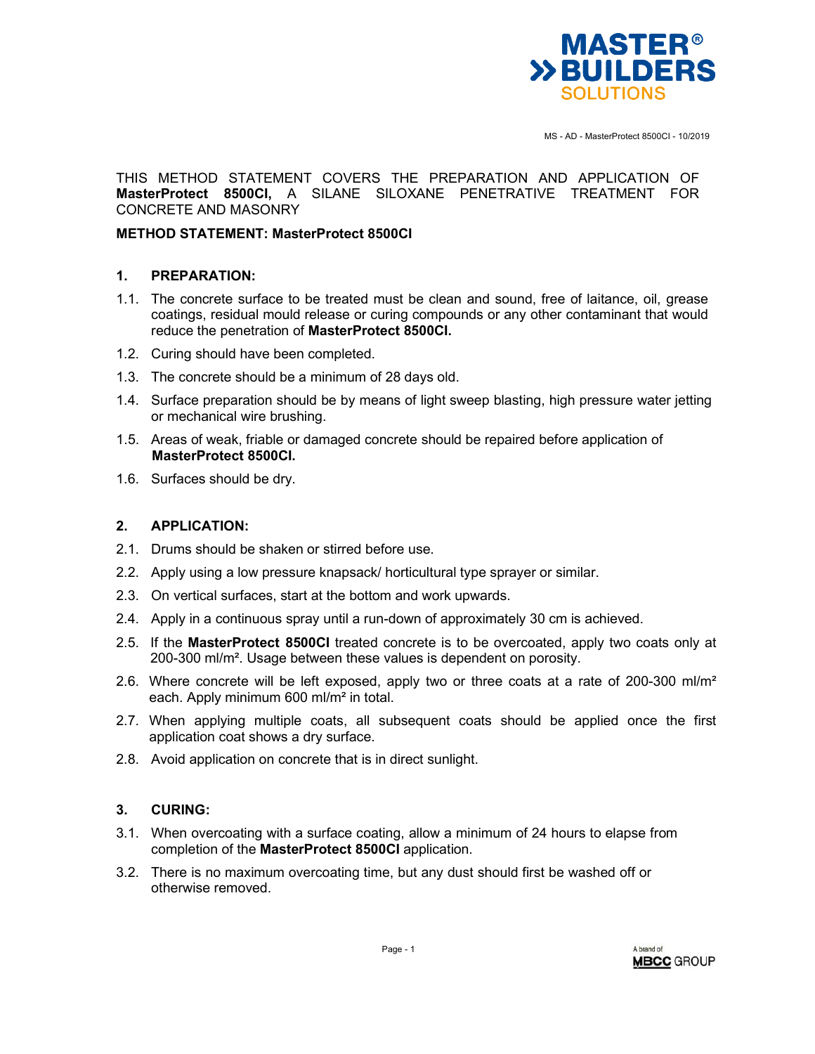MS - AD - MasterProtect 8500CI - 10/2019

THIS METHOD STATEMENT COVERS THE PREPARATION AND APPLICATION OF **MasterProtect 8500CI,** A SILANE SILOXANE PENETRATIVE TREATMENT FOR CONCRETE AND MASONRY

**METHOD STATEMENT: MasterProtect 8500CI**

## 1. PREPARATION:

1.1. The concrete surface to be treated must be clean and sound, free of laitance, oil, grease coatings, residual mould release or curing compounds or any other contaminant that would reduce the penetration of **MasterProtect 8500CI.**

1.2. Curing should have been completed.

1.3. The concrete should be a minimum of 28 days old.

1.4. Surface preparation should be by means of light sweep blasting, high pressure water jetting or mechanical wire brushing.

1.5. Areas of weak, friable or damaged concrete should be repaired before application of **MasterProtect 8500CI.**

1.6. Surfaces should be dry.

## 2. APPLICATION:

2.1. Drums should be shaken or stirred before use.

2.2. Apply using a low pressure knapsack/ horticultural type sprayer or similar.

2.3. On vertical surfaces, start at the bottom and work upwards.

2.4. Apply in a continuous spray until a run-down of approximately 30 cm is achieved.

2.5. If the **MasterProtect 8500CI** treated concrete is to be overcoated, apply two coats only at 200-300 ml/m². Usage between these values is dependent on porosity.

2.6. Where concrete will be left exposed, apply two or three coats at a rate of 200-300 ml/m² each. Apply minimum 600 ml/m² in total.

2.7. When applying multiple coats, all subsequent coats should be applied once the first application coat shows a dry surface.

2.8. Avoid application on concrete that is in direct sunlight.

## 3. CURING:

3.1. When overcoating with a surface coating, allow a minimum of 24 hours to elapse from completion of the **MasterProtect 8500CI** application.

3.2. There is no maximum overcoating time, but any dust should first be washed off or otherwise removed.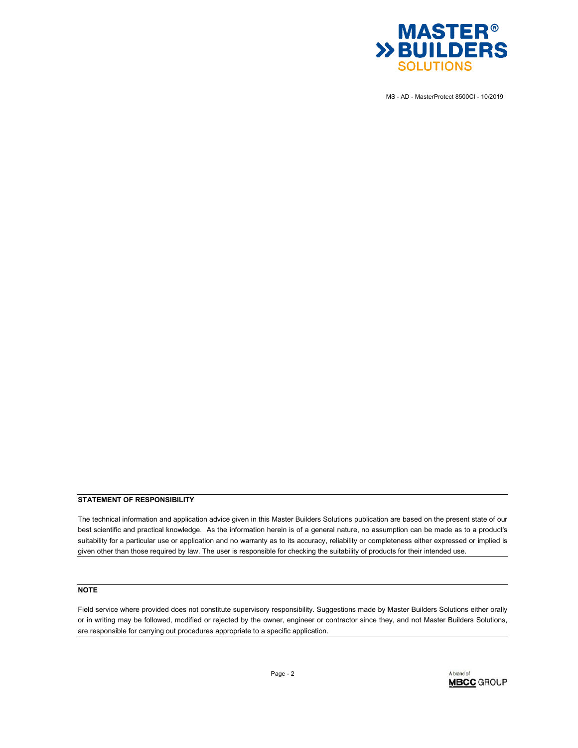## STATEMENT OF RESPONSIBILITY

The technical information and application advice given in this Master Builders Solutions publication are based on the present state of our best scientific and practical knowledge. As the information herein is of a general nature, no assumption can be made as to a product's suitability for a particular use or application and no warranty as to its accuracy, reliability or completeness either expressed or implied is given other than those required by law. The user is responsible for checking the suitability of products for their intended use.

## NOTE

Field service where provided does not constitute supervisory responsibility. Suggestions made by Master Builders Solutions either orally or in writing may be followed, modified or rejected by the owner, engineer or contractor since they, and not Master Builders Solutions, are responsible for carrying out procedures appropriate to a specific application.